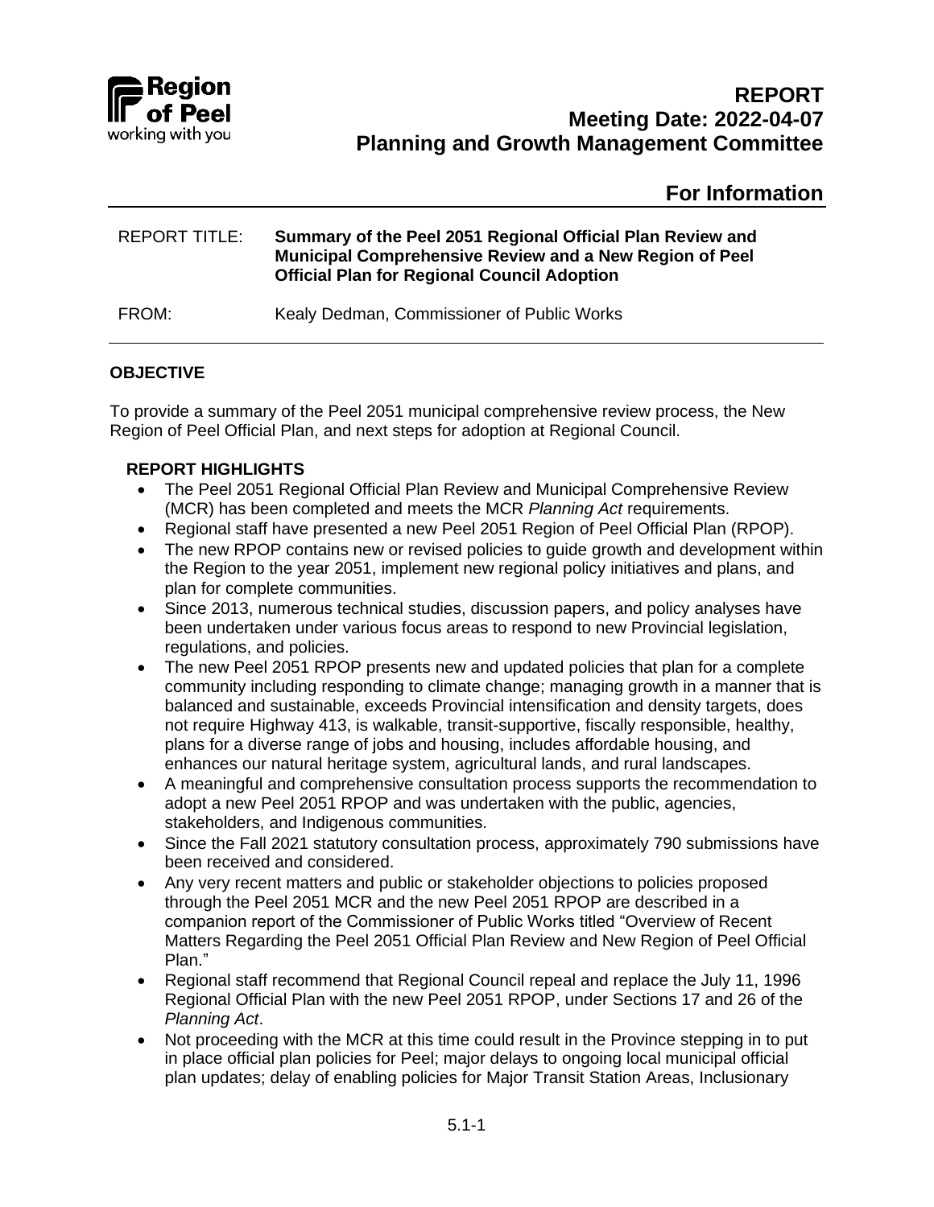# REPORT
## Meeting Date: 2022-04-07
## Planning and Growth Management Committee

## For Information

REPORT TITLE: **Summary of the Peel 2051 Regional Official Plan Review and Municipal Comprehensive Review and a New Region of Peel Official Plan for Regional Council Adoption**

FROM: Kealy Dedman, Commissioner of Public Works

### OBJECTIVE

To provide a summary of the Peel 2051 municipal comprehensive review process, the New Region of Peel Official Plan, and next steps for adoption at Regional Council.

### REPORT HIGHLIGHTS

- The Peel 2051 Regional Official Plan Review and Municipal Comprehensive Review (MCR) has been completed and meets the MCR *Planning Act* requirements.
- Regional staff have presented a new Peel 2051 Region of Peel Official Plan (RPOP).
- The new RPOP contains new or revised policies to guide growth and development within the Region to the year 2051, implement new regional policy initiatives and plans, and plan for complete communities.
- Since 2013, numerous technical studies, discussion papers, and policy analyses have been undertaken under various focus areas to respond to new Provincial legislation, regulations, and policies.
- The new Peel 2051 RPOP presents new and updated policies that plan for a complete community including responding to climate change; managing growth in a manner that is balanced and sustainable, exceeds Provincial intensification and density targets, does not require Highway 413, is walkable, transit-supportive, fiscally responsible, healthy, plans for a diverse range of jobs and housing, includes affordable housing, and enhances our natural heritage system, agricultural lands, and rural landscapes.
- A meaningful and comprehensive consultation process supports the recommendation to adopt a new Peel 2051 RPOP and was undertaken with the public, agencies, stakeholders, and Indigenous communities.
- Since the Fall 2021 statutory consultation process, approximately 790 submissions have been received and considered.
- Any very recent matters and public or stakeholder objections to policies proposed through the Peel 2051 MCR and the new Peel 2051 RPOP are described in a companion report of the Commissioner of Public Works titled "Overview of Recent Matters Regarding the Peel 2051 Official Plan Review and New Region of Peel Official Plan."
- Regional staff recommend that Regional Council repeal and replace the July 11, 1996 Regional Official Plan with the new Peel 2051 RPOP, under Sections 17 and 26 of the *Planning Act*.
- Not proceeding with the MCR at this time could result in the Province stepping in to put in place official plan policies for Peel; major delays to ongoing local municipal official plan updates; delay of enabling policies for Major Transit Station Areas, Inclusionary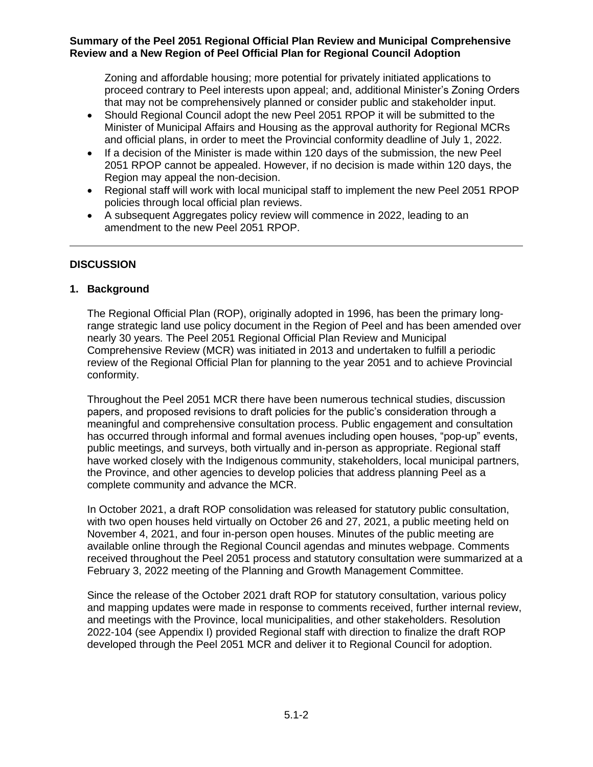Zoning and affordable housing; more potential for privately initiated applications to proceed contrary to Peel interests upon appeal; and, additional Minister's Zoning Orders that may not be comprehensively planned or consider public and stakeholder input.

- Should Regional Council adopt the new Peel 2051 RPOP it will be submitted to the Minister of Municipal Affairs and Housing as the approval authority for Regional MCRs and official plans, in order to meet the Provincial conformity deadline of July 1, 2022.
- If a decision of the Minister is made within 120 days of the submission, the new Peel 2051 RPOP cannot be appealed. However, if no decision is made within 120 days, the Region may appeal the non-decision.
- Regional staff will work with local municipal staff to implement the new Peel 2051 RPOP policies through local official plan reviews.
- A subsequent Aggregates policy review will commence in 2022, leading to an amendment to the new Peel 2051 RPOP.

---

## DISCUSSION

### 1. Background

The Regional Official Plan (ROP), originally adopted in 1996, has been the primary long-range strategic land use policy document in the Region of Peel and has been amended over nearly 30 years. The Peel 2051 Regional Official Plan Review and Municipal Comprehensive Review (MCR) was initiated in 2013 and undertaken to fulfill a periodic review of the Regional Official Plan for planning to the year 2051 and to achieve Provincial conformity.

Throughout the Peel 2051 MCR there have been numerous technical studies, discussion papers, and proposed revisions to draft policies for the public's consideration through a meaningful and comprehensive consultation process. Public engagement and consultation has occurred through informal and formal avenues including open houses, "pop-up" events, public meetings, and surveys, both virtually and in-person as appropriate. Regional staff have worked closely with the Indigenous community, stakeholders, local municipal partners, the Province, and other agencies to develop policies that address planning Peel as a complete community and advance the MCR.

In October 2021, a draft ROP consolidation was released for statutory public consultation, with two open houses held virtually on October 26 and 27, 2021, a public meeting held on November 4, 2021, and four in-person open houses. Minutes of the public meeting are available online through the Regional Council agendas and minutes webpage. Comments received throughout the Peel 2051 process and statutory consultation were summarized at a February 3, 2022 meeting of the Planning and Growth Management Committee.

Since the release of the October 2021 draft ROP for statutory consultation, various policy and mapping updates were made in response to comments received, further internal review, and meetings with the Province, local municipalities, and other stakeholders. Resolution 2022-104 (see Appendix I) provided Regional staff with direction to finalize the draft ROP developed through the Peel 2051 MCR and deliver it to Regional Council for adoption.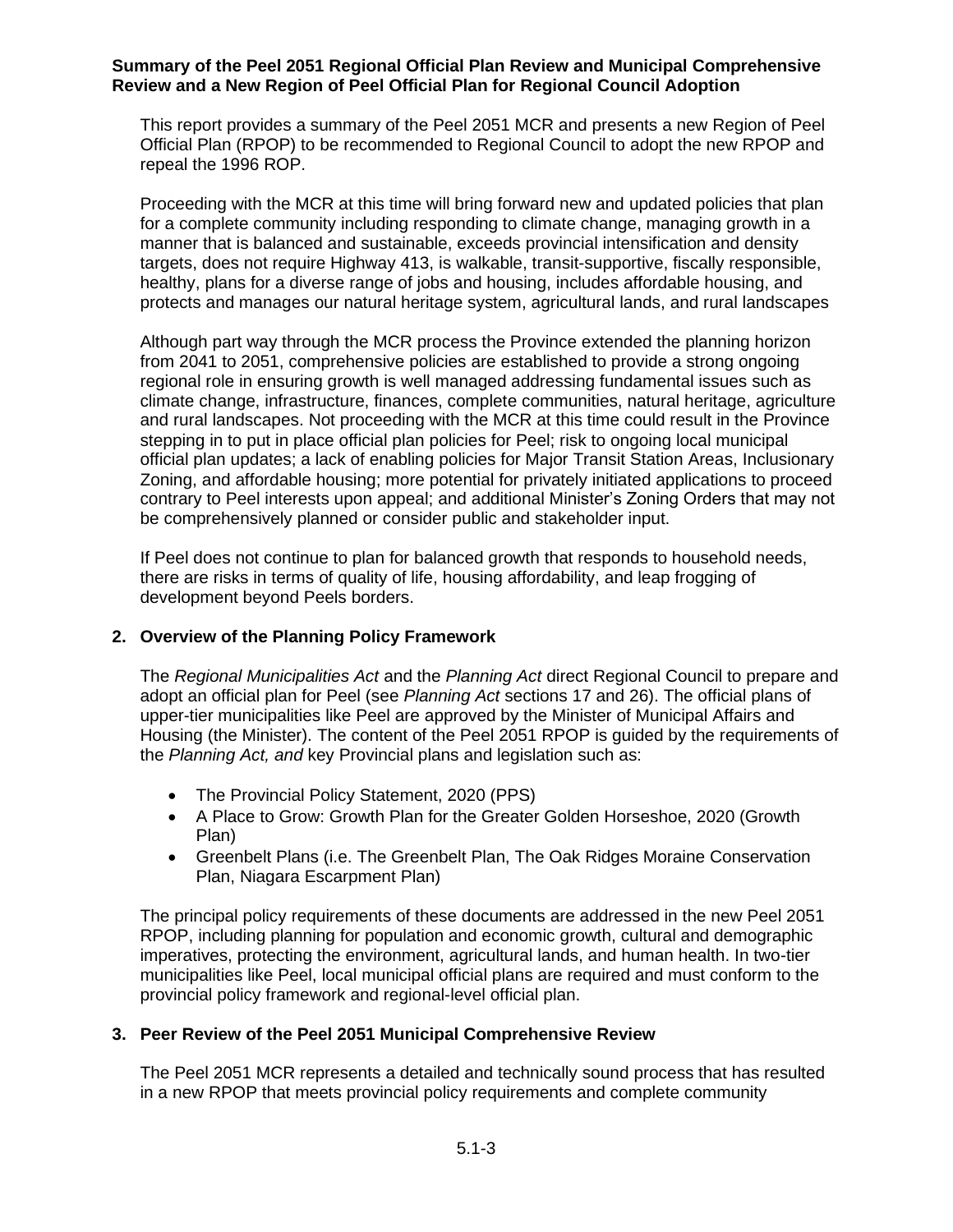**Summary of the Peel 2051 Regional Official Plan Review and Municipal Comprehensive Review and a New Region of Peel Official Plan for Regional Council Adoption**

This report provides a summary of the Peel 2051 MCR and presents a new Region of Peel Official Plan (RPOP) to be recommended to Regional Council to adopt the new RPOP and repeal the 1996 ROP.

Proceeding with the MCR at this time will bring forward new and updated policies that plan for a complete community including responding to climate change, managing growth in a manner that is balanced and sustainable, exceeds provincial intensification and density targets, does not require Highway 413, is walkable, transit-supportive, fiscally responsible, healthy, plans for a diverse range of jobs and housing, includes affordable housing, and protects and manages our natural heritage system, agricultural lands, and rural landscapes

Although part way through the MCR process the Province extended the planning horizon from 2041 to 2051, comprehensive policies are established to provide a strong ongoing regional role in ensuring growth is well managed addressing fundamental issues such as climate change, infrastructure, finances, complete communities, natural heritage, agriculture and rural landscapes. Not proceeding with the MCR at this time could result in the Province stepping in to put in place official plan policies for Peel; risk to ongoing local municipal official plan updates; a lack of enabling policies for Major Transit Station Areas, Inclusionary Zoning, and affordable housing; more potential for privately initiated applications to proceed contrary to Peel interests upon appeal; and additional Minister's Zoning Orders that may not be comprehensively planned or consider public and stakeholder input.

If Peel does not continue to plan for balanced growth that responds to household needs, there are risks in terms of quality of life, housing affordability, and leap frogging of development beyond Peels borders.

## 2. Overview of the Planning Policy Framework

The *Regional Municipalities Act* and the *Planning Act* direct Regional Council to prepare and adopt an official plan for Peel (see *Planning Act* sections 17 and 26). The official plans of upper-tier municipalities like Peel are approved by the Minister of Municipal Affairs and Housing (the Minister). The content of the Peel 2051 RPOP is guided by the requirements of the *Planning Act, and* key Provincial plans and legislation such as:

- The Provincial Policy Statement, 2020 (PPS)
- A Place to Grow: Growth Plan for the Greater Golden Horseshoe, 2020 (Growth Plan)
- Greenbelt Plans (i.e. The Greenbelt Plan, The Oak Ridges Moraine Conservation Plan, Niagara Escarpment Plan)

The principal policy requirements of these documents are addressed in the new Peel 2051 RPOP, including planning for population and economic growth, cultural and demographic imperatives, protecting the environment, agricultural lands, and human health. In two-tier municipalities like Peel, local municipal official plans are required and must conform to the provincial policy framework and regional-level official plan.

## 3. Peer Review of the Peel 2051 Municipal Comprehensive Review

The Peel 2051 MCR represents a detailed and technically sound process that has resulted in a new RPOP that meets provincial policy requirements and complete community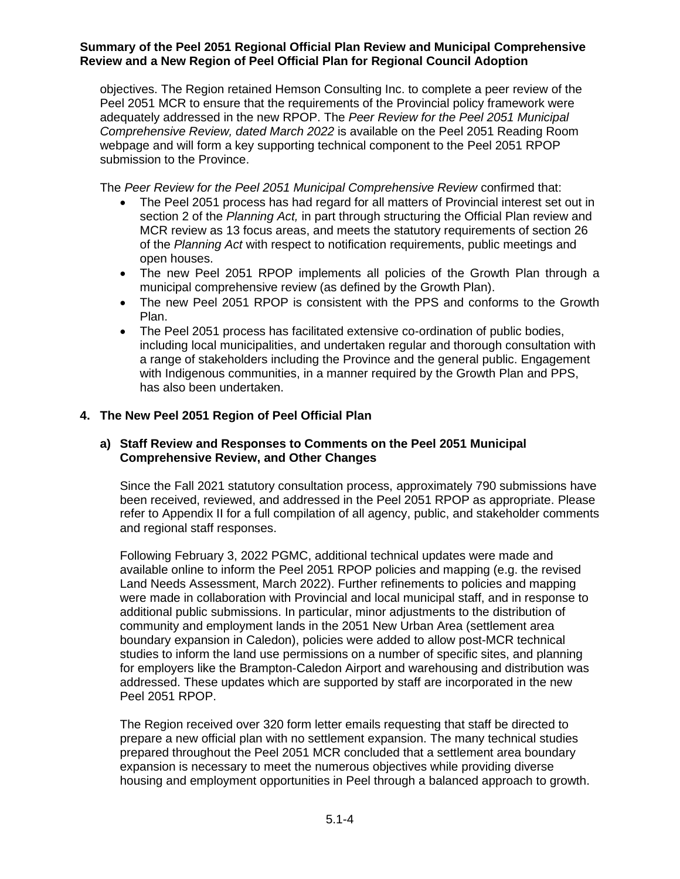objectives. The Region retained Hemson Consulting Inc. to complete a peer review of the Peel 2051 MCR to ensure that the requirements of the Provincial policy framework were adequately addressed in the new RPOP. The *Peer Review for the Peel 2051 Municipal Comprehensive Review, dated March 2022* is available on the Peel 2051 Reading Room webpage and will form a key supporting technical component to the Peel 2051 RPOP submission to the Province.

The *Peer Review for the Peel 2051 Municipal Comprehensive Review* confirmed that:

- The Peel 2051 process has had regard for all matters of Provincial interest set out in section 2 of the *Planning Act,* in part through structuring the Official Plan review and MCR review as 13 focus areas, and meets the statutory requirements of section 26 of the *Planning Act* with respect to notification requirements, public meetings and open houses.
- The new Peel 2051 RPOP implements all policies of the Growth Plan through a municipal comprehensive review (as defined by the Growth Plan).
- The new Peel 2051 RPOP is consistent with the PPS and conforms to the Growth Plan.
- The Peel 2051 process has facilitated extensive co-ordination of public bodies, including local municipalities, and undertaken regular and thorough consultation with a range of stakeholders including the Province and the general public. Engagement with Indigenous communities, in a manner required by the Growth Plan and PPS, has also been undertaken.

## 4. The New Peel 2051 Region of Peel Official Plan

### a) Staff Review and Responses to Comments on the Peel 2051 Municipal Comprehensive Review, and Other Changes

Since the Fall 2021 statutory consultation process, approximately 790 submissions have been received, reviewed, and addressed in the Peel 2051 RPOP as appropriate. Please refer to Appendix II for a full compilation of all agency, public, and stakeholder comments and regional staff responses.

Following February 3, 2022 PGMC, additional technical updates were made and available online to inform the Peel 2051 RPOP policies and mapping (e.g. the revised Land Needs Assessment, March 2022). Further refinements to policies and mapping were made in collaboration with Provincial and local municipal staff, and in response to additional public submissions. In particular, minor adjustments to the distribution of community and employment lands in the 2051 New Urban Area (settlement area boundary expansion in Caledon), policies were added to allow post-MCR technical studies to inform the land use permissions on a number of specific sites, and planning for employers like the Brampton-Caledon Airport and warehousing and distribution was addressed. These updates which are supported by staff are incorporated in the new Peel 2051 RPOP.

The Region received over 320 form letter emails requesting that staff be directed to prepare a new official plan with no settlement expansion. The many technical studies prepared throughout the Peel 2051 MCR concluded that a settlement area boundary expansion is necessary to meet the numerous objectives while providing diverse housing and employment opportunities in Peel through a balanced approach to growth.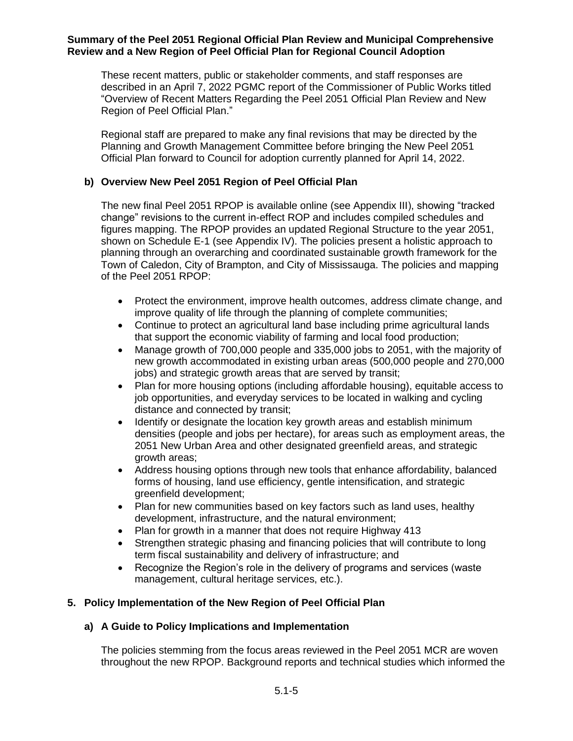These recent matters, public or stakeholder comments, and staff responses are described in an April 7, 2022 PGMC report of the Commissioner of Public Works titled "Overview of Recent Matters Regarding the Peel 2051 Official Plan Review and New Region of Peel Official Plan."

Regional staff are prepared to make any final revisions that may be directed by the Planning and Growth Management Committee before bringing the New Peel 2051 Official Plan forward to Council for adoption currently planned for April 14, 2022.

### b) Overview New Peel 2051 Region of Peel Official Plan

The new final Peel 2051 RPOP is available online (see Appendix III), showing "tracked change" revisions to the current in-effect ROP and includes compiled schedules and figures mapping. The RPOP provides an updated Regional Structure to the year 2051, shown on Schedule E-1 (see Appendix IV). The policies present a holistic approach to planning through an overarching and coordinated sustainable growth framework for the Town of Caledon, City of Brampton, and City of Mississauga. The policies and mapping of the Peel 2051 RPOP:

- Protect the environment, improve health outcomes, address climate change, and improve quality of life through the planning of complete communities;
- Continue to protect an agricultural land base including prime agricultural lands that support the economic viability of farming and local food production;
- Manage growth of 700,000 people and 335,000 jobs to 2051, with the majority of new growth accommodated in existing urban areas (500,000 people and 270,000 jobs) and strategic growth areas that are served by transit;
- Plan for more housing options (including affordable housing), equitable access to job opportunities, and everyday services to be located in walking and cycling distance and connected by transit;
- Identify or designate the location key growth areas and establish minimum densities (people and jobs per hectare), for areas such as employment areas, the 2051 New Urban Area and other designated greenfield areas, and strategic growth areas;
- Address housing options through new tools that enhance affordability, balanced forms of housing, land use efficiency, gentle intensification, and strategic greenfield development;
- Plan for new communities based on key factors such as land uses, healthy development, infrastructure, and the natural environment;
- Plan for growth in a manner that does not require Highway 413
- Strengthen strategic phasing and financing policies that will contribute to long term fiscal sustainability and delivery of infrastructure; and
- Recognize the Region's role in the delivery of programs and services (waste management, cultural heritage services, etc.).

## 5. Policy Implementation of the New Region of Peel Official Plan

### a) A Guide to Policy Implications and Implementation

The policies stemming from the focus areas reviewed in the Peel 2051 MCR are woven throughout the new RPOP. Background reports and technical studies which informed the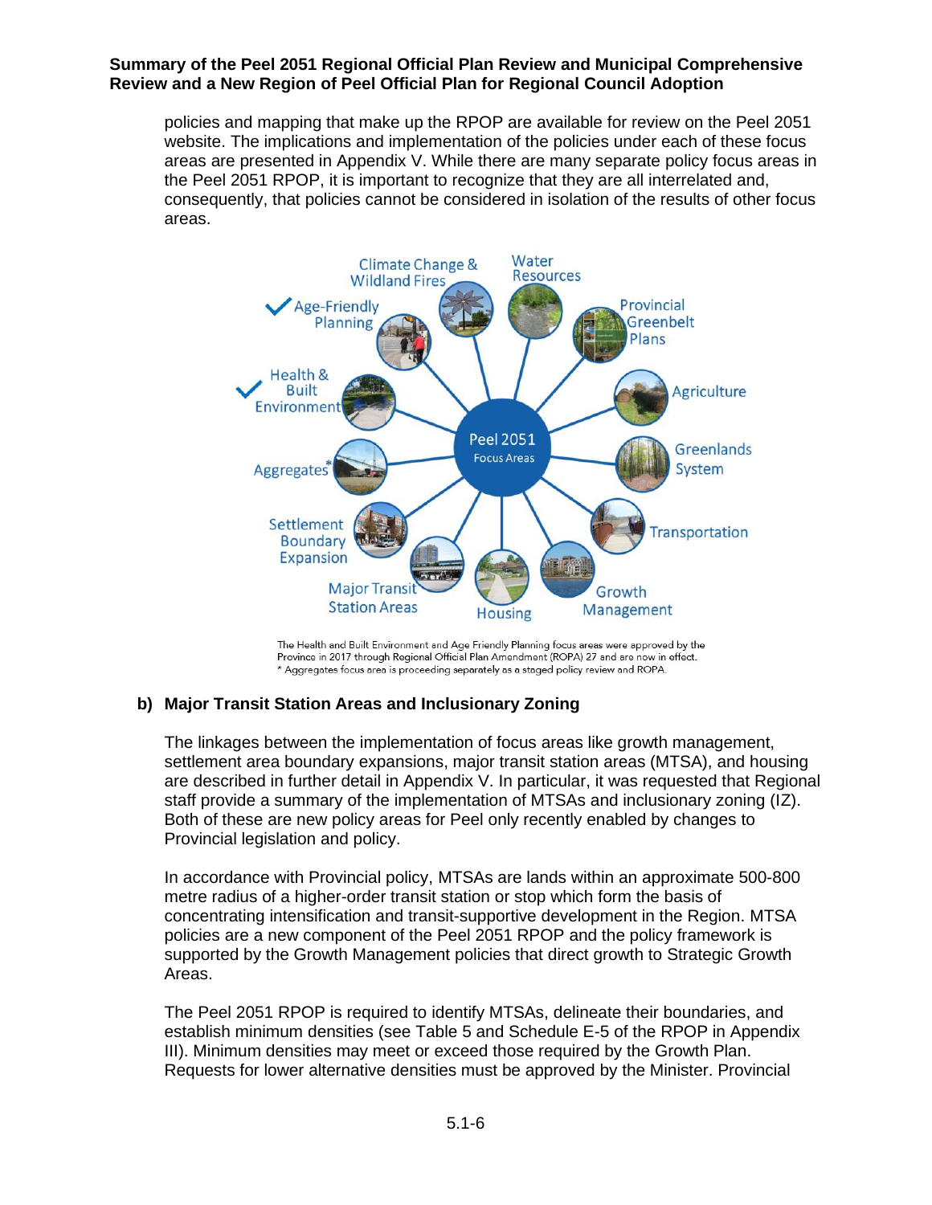policies and mapping that make up the RPOP are available for review on the Peel 2051 website. The implications and implementation of the policies under each of these focus areas are presented in Appendix V. While there are many separate policy focus areas in the Peel 2051 RPOP, it is important to recognize that they are all interrelated and, consequently, that policies cannot be considered in isolation of the results of other focus areas.

Peel 2051 Focus Areas: Climate Change & Wildland Fires; Water Resources; Provincial Greenbelt Plans; Agriculture; Greenlands System; Transportation; Growth Management; Housing; Major Transit Station Areas; Settlement Boundary Expansion; Aggregates*; Health & Built Environment ✓; Age-Friendly Planning ✓

The Health and Built Environment and Age Friendly Planning focus areas were approved by the Province in 2017 through Regional Official Plan Amendment (ROPA) 27 and are now in effect.
* Aggregates focus area is proceeding separately as a staged policy review and ROPA.

### b) Major Transit Station Areas and Inclusionary Zoning

The linkages between the implementation of focus areas like growth management, settlement area boundary expansions, major transit station areas (MTSA), and housing are described in further detail in Appendix V. In particular, it was requested that Regional staff provide a summary of the implementation of MTSAs and inclusionary zoning (IZ). Both of these are new policy areas for Peel only recently enabled by changes to Provincial legislation and policy.

In accordance with Provincial policy, MTSAs are lands within an approximate 500-800 metre radius of a higher-order transit station or stop which form the basis of concentrating intensification and transit-supportive development in the Region. MTSA policies are a new component of the Peel 2051 RPOP and the policy framework is supported by the Growth Management policies that direct growth to Strategic Growth Areas.

The Peel 2051 RPOP is required to identify MTSAs, delineate their boundaries, and establish minimum densities (see Table 5 and Schedule E-5 of the RPOP in Appendix III). Minimum densities may meet or exceed those required by the Growth Plan. Requests for lower alternative densities must be approved by the Minister. Provincial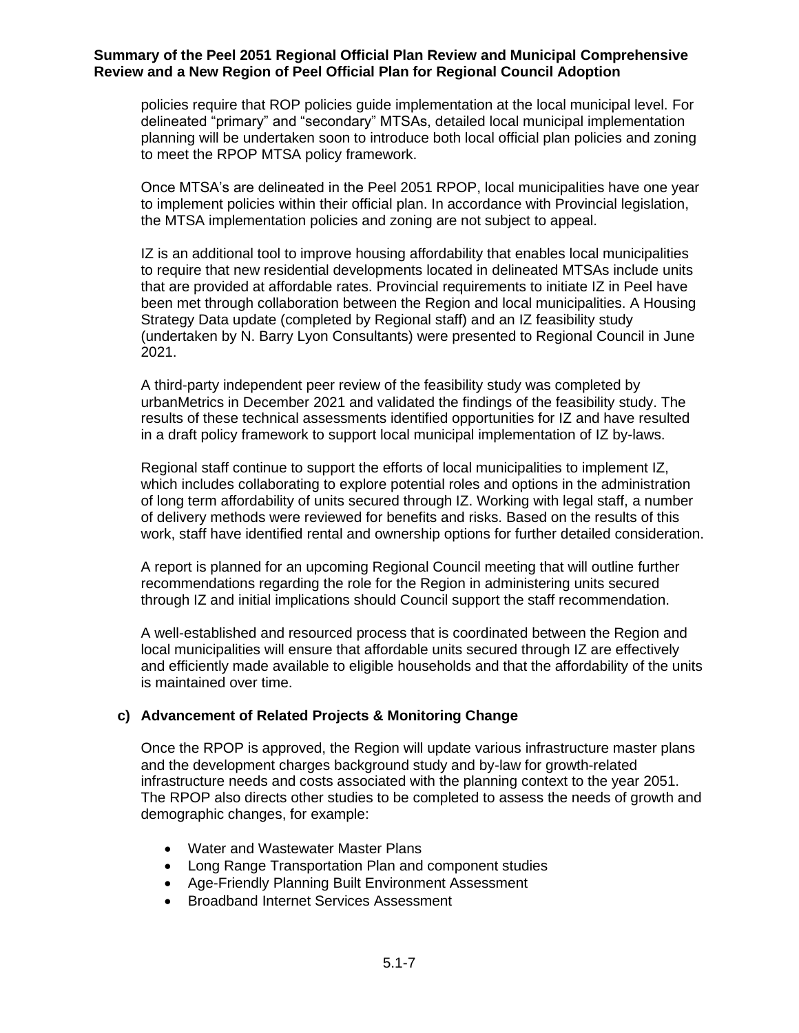policies require that ROP policies guide implementation at the local municipal level. For delineated "primary" and "secondary" MTSAs, detailed local municipal implementation planning will be undertaken soon to introduce both local official plan policies and zoning to meet the RPOP MTSA policy framework.

Once MTSA's are delineated in the Peel 2051 RPOP, local municipalities have one year to implement policies within their official plan. In accordance with Provincial legislation, the MTSA implementation policies and zoning are not subject to appeal.

IZ is an additional tool to improve housing affordability that enables local municipalities to require that new residential developments located in delineated MTSAs include units that are provided at affordable rates. Provincial requirements to initiate IZ in Peel have been met through collaboration between the Region and local municipalities. A Housing Strategy Data update (completed by Regional staff) and an IZ feasibility study (undertaken by N. Barry Lyon Consultants) were presented to Regional Council in June 2021.

A third-party independent peer review of the feasibility study was completed by urbanMetrics in December 2021 and validated the findings of the feasibility study. The results of these technical assessments identified opportunities for IZ and have resulted in a draft policy framework to support local municipal implementation of IZ by-laws.

Regional staff continue to support the efforts of local municipalities to implement IZ, which includes collaborating to explore potential roles and options in the administration of long term affordability of units secured through IZ. Working with legal staff, a number of delivery methods were reviewed for benefits and risks. Based on the results of this work, staff have identified rental and ownership options for further detailed consideration.

A report is planned for an upcoming Regional Council meeting that will outline further recommendations regarding the role for the Region in administering units secured through IZ and initial implications should Council support the staff recommendation.

A well-established and resourced process that is coordinated between the Region and local municipalities will ensure that affordable units secured through IZ are effectively and efficiently made available to eligible households and that the affordability of the units is maintained over time.

### c) Advancement of Related Projects & Monitoring Change

Once the RPOP is approved, the Region will update various infrastructure master plans and the development charges background study and by-law for growth-related infrastructure needs and costs associated with the planning context to the year 2051. The RPOP also directs other studies to be completed to assess the needs of growth and demographic changes, for example:

- Water and Wastewater Master Plans
- Long Range Transportation Plan and component studies
- Age-Friendly Planning Built Environment Assessment
- Broadband Internet Services Assessment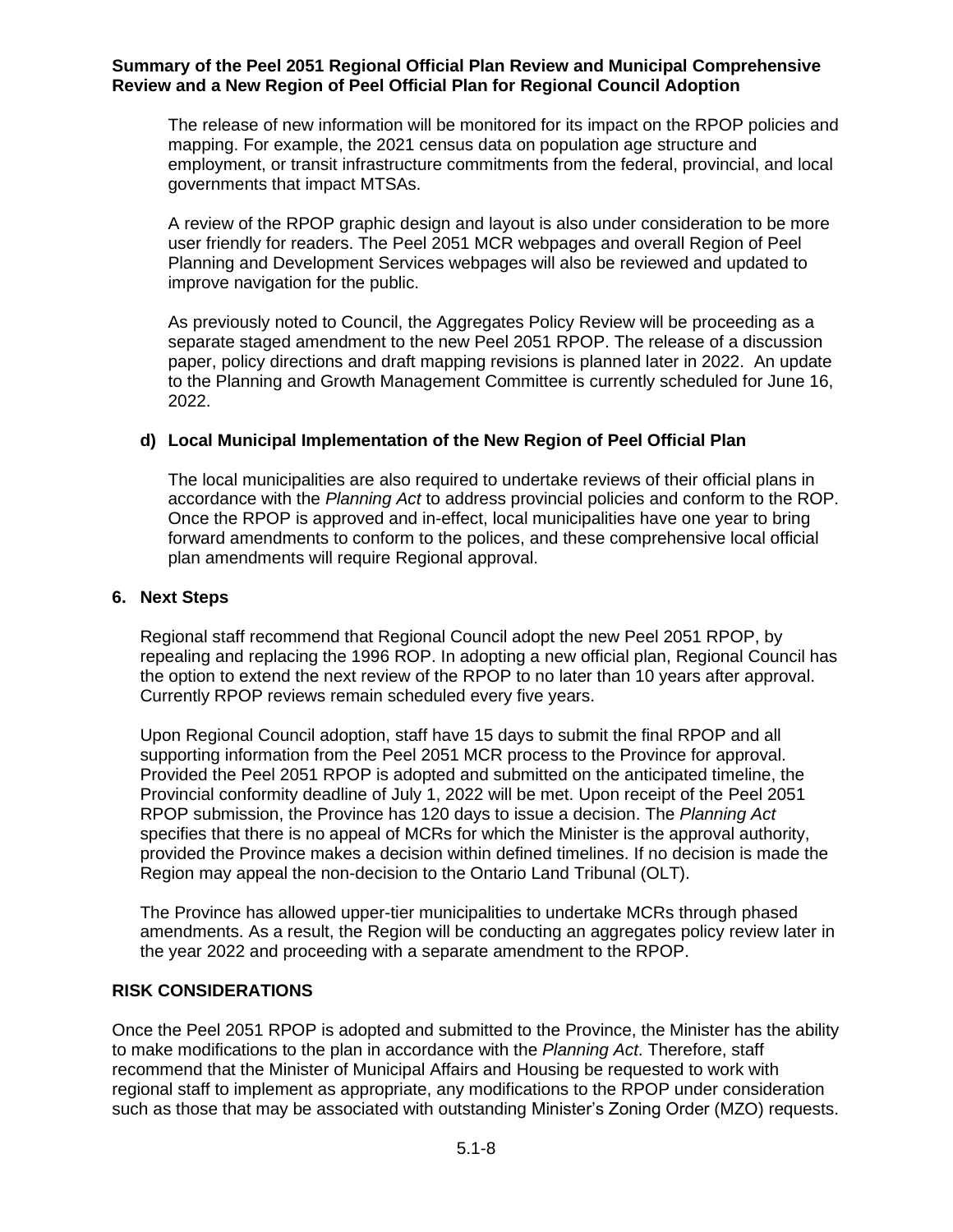The release of new information will be monitored for its impact on the RPOP policies and mapping. For example, the 2021 census data on population age structure and employment, or transit infrastructure commitments from the federal, provincial, and local governments that impact MTSAs.

A review of the RPOP graphic design and layout is also under consideration to be more user friendly for readers. The Peel 2051 MCR webpages and overall Region of Peel Planning and Development Services webpages will also be reviewed and updated to improve navigation for the public.

As previously noted to Council, the Aggregates Policy Review will be proceeding as a separate staged amendment to the new Peel 2051 RPOP. The release of a discussion paper, policy directions and draft mapping revisions is planned later in 2022. An update to the Planning and Growth Management Committee is currently scheduled for June 16, 2022.

### d) Local Municipal Implementation of the New Region of Peel Official Plan

The local municipalities are also required to undertake reviews of their official plans in accordance with the *Planning Act* to address provincial policies and conform to the ROP. Once the RPOP is approved and in-effect, local municipalities have one year to bring forward amendments to conform to the polices, and these comprehensive local official plan amendments will require Regional approval.

## 6. Next Steps

Regional staff recommend that Regional Council adopt the new Peel 2051 RPOP, by repealing and replacing the 1996 ROP. In adopting a new official plan, Regional Council has the option to extend the next review of the RPOP to no later than 10 years after approval. Currently RPOP reviews remain scheduled every five years.

Upon Regional Council adoption, staff have 15 days to submit the final RPOP and all supporting information from the Peel 2051 MCR process to the Province for approval. Provided the Peel 2051 RPOP is adopted and submitted on the anticipated timeline, the Provincial conformity deadline of July 1, 2022 will be met. Upon receipt of the Peel 2051 RPOP submission, the Province has 120 days to issue a decision. The *Planning Act* specifies that there is no appeal of MCRs for which the Minister is the approval authority, provided the Province makes a decision within defined timelines. If no decision is made the Region may appeal the non-decision to the Ontario Land Tribunal (OLT).

The Province has allowed upper-tier municipalities to undertake MCRs through phased amendments. As a result, the Region will be conducting an aggregates policy review later in the year 2022 and proceeding with a separate amendment to the RPOP.

## RISK CONSIDERATIONS

Once the Peel 2051 RPOP is adopted and submitted to the Province, the Minister has the ability to make modifications to the plan in accordance with the *Planning Act*. Therefore, staff recommend that the Minister of Municipal Affairs and Housing be requested to work with regional staff to implement as appropriate, any modifications to the RPOP under consideration such as those that may be associated with outstanding Minister's Zoning Order (MZO) requests.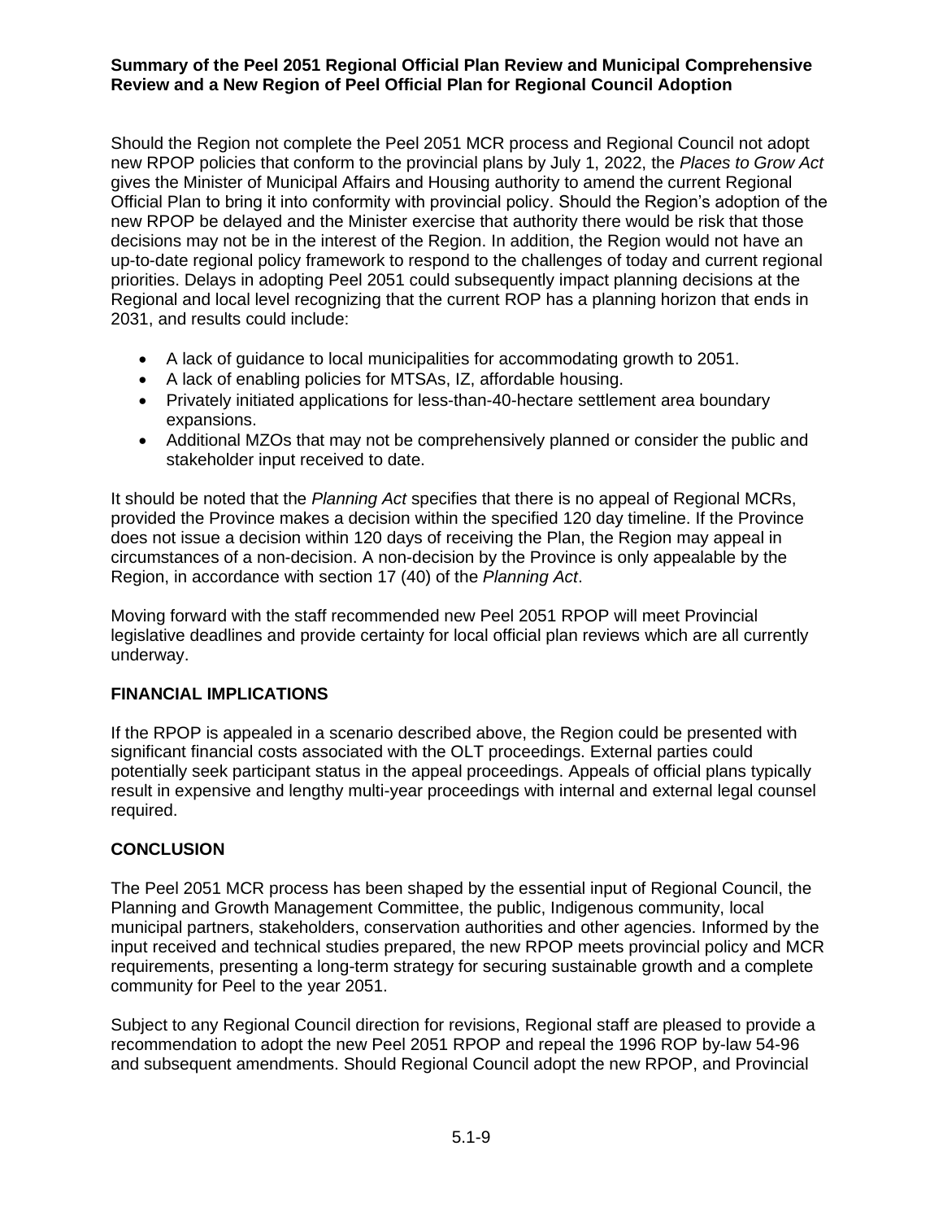Should the Region not complete the Peel 2051 MCR process and Regional Council not adopt new RPOP policies that conform to the provincial plans by July 1, 2022, the *Places to Grow Act* gives the Minister of Municipal Affairs and Housing authority to amend the current Regional Official Plan to bring it into conformity with provincial policy. Should the Region's adoption of the new RPOP be delayed and the Minister exercise that authority there would be risk that those decisions may not be in the interest of the Region. In addition, the Region would not have an up-to-date regional policy framework to respond to the challenges of today and current regional priorities. Delays in adopting Peel 2051 could subsequently impact planning decisions at the Regional and local level recognizing that the current ROP has a planning horizon that ends in 2031, and results could include:

- A lack of guidance to local municipalities for accommodating growth to 2051.
- A lack of enabling policies for MTSAs, IZ, affordable housing.
- Privately initiated applications for less-than-40-hectare settlement area boundary expansions.
- Additional MZOs that may not be comprehensively planned or consider the public and stakeholder input received to date.

It should be noted that the *Planning Act* specifies that there is no appeal of Regional MCRs, provided the Province makes a decision within the specified 120 day timeline. If the Province does not issue a decision within 120 days of receiving the Plan, the Region may appeal in circumstances of a non-decision. A non-decision by the Province is only appealable by the Region, in accordance with section 17 (40) of the *Planning Act*.

Moving forward with the staff recommended new Peel 2051 RPOP will meet Provincial legislative deadlines and provide certainty for local official plan reviews which are all currently underway.

## FINANCIAL IMPLICATIONS

If the RPOP is appealed in a scenario described above, the Region could be presented with significant financial costs associated with the OLT proceedings. External parties could potentially seek participant status in the appeal proceedings. Appeals of official plans typically result in expensive and lengthy multi-year proceedings with internal and external legal counsel required.

## CONCLUSION

The Peel 2051 MCR process has been shaped by the essential input of Regional Council, the Planning and Growth Management Committee, the public, Indigenous community, local municipal partners, stakeholders, conservation authorities and other agencies. Informed by the input received and technical studies prepared, the new RPOP meets provincial policy and MCR requirements, presenting a long-term strategy for securing sustainable growth and a complete community for Peel to the year 2051.

Subject to any Regional Council direction for revisions, Regional staff are pleased to provide a recommendation to adopt the new Peel 2051 RPOP and repeal the 1996 ROP by-law 54-96 and subsequent amendments. Should Regional Council adopt the new RPOP, and Provincial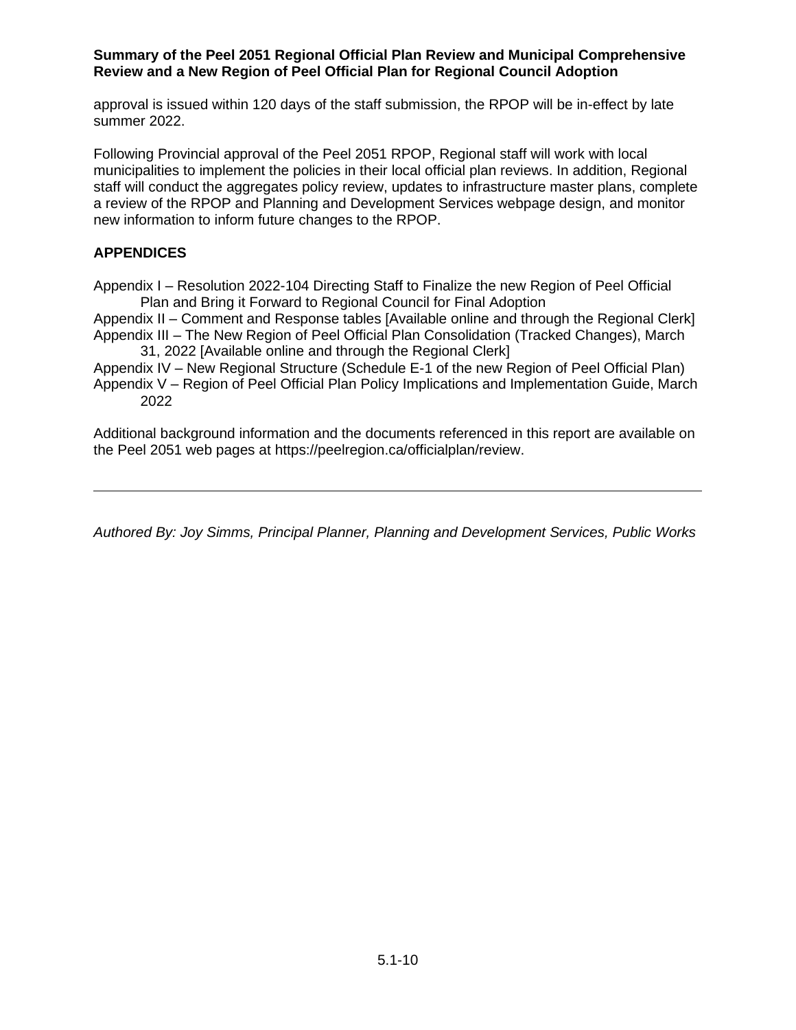approval is issued within 120 days of the staff submission, the RPOP will be in-effect by late summer 2022.

Following Provincial approval of the Peel 2051 RPOP, Regional staff will work with local municipalities to implement the policies in their local official plan reviews. In addition, Regional staff will conduct the aggregates policy review, updates to infrastructure master plans, complete a review of the RPOP and Planning and Development Services webpage design, and monitor new information to inform future changes to the RPOP.

## APPENDICES

Appendix I – Resolution 2022-104 Directing Staff to Finalize the new Region of Peel Official Plan and Bring it Forward to Regional Council for Final Adoption
Appendix II – Comment and Response tables [Available online and through the Regional Clerk]
Appendix III – The New Region of Peel Official Plan Consolidation (Tracked Changes), March 31, 2022 [Available online and through the Regional Clerk]
Appendix IV – New Regional Structure (Schedule E-1 of the new Region of Peel Official Plan)
Appendix V – Region of Peel Official Plan Policy Implications and Implementation Guide, March 2022

Additional background information and the documents referenced in this report are available on the Peel 2051 web pages at https://peelregion.ca/officialplan/review.

---

*Authored By: Joy Simms, Principal Planner, Planning and Development Services, Public Works*